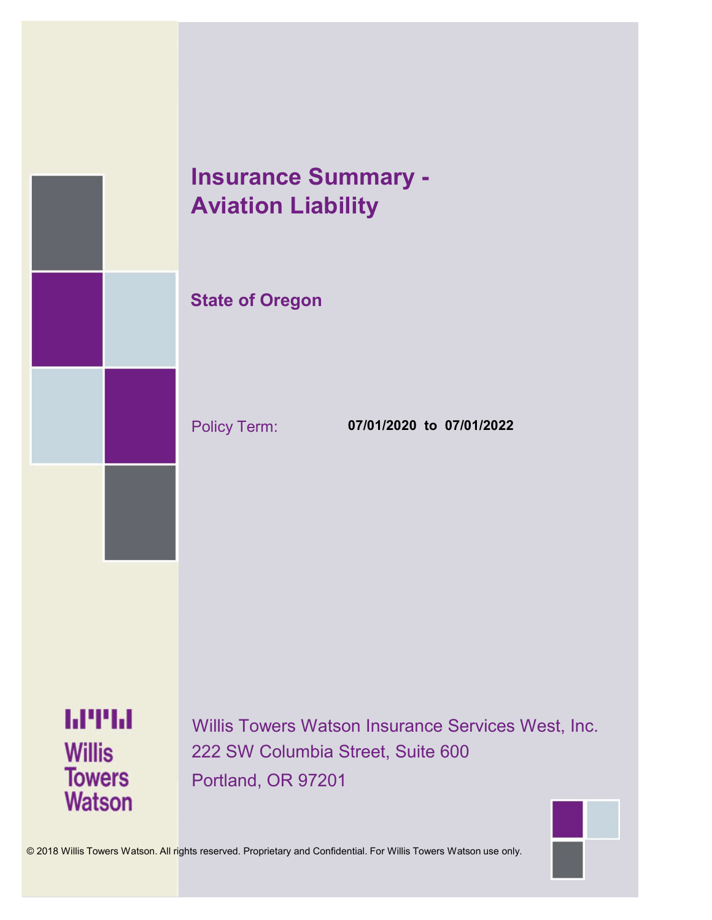# Insurance Summary - Aviation Liability

## State of Oregon

Policy Term: **07/01/2020 to 07/01/2022**

Willis Towers Watson

Willis Towers Watson Insurance Services West, Inc.
222 SW Columbia Street, Suite 600
Portland, OR 97201

© 2018 Willis Towers Watson. All rights reserved. Proprietary and Confidential. For Willis Towers Watson use only.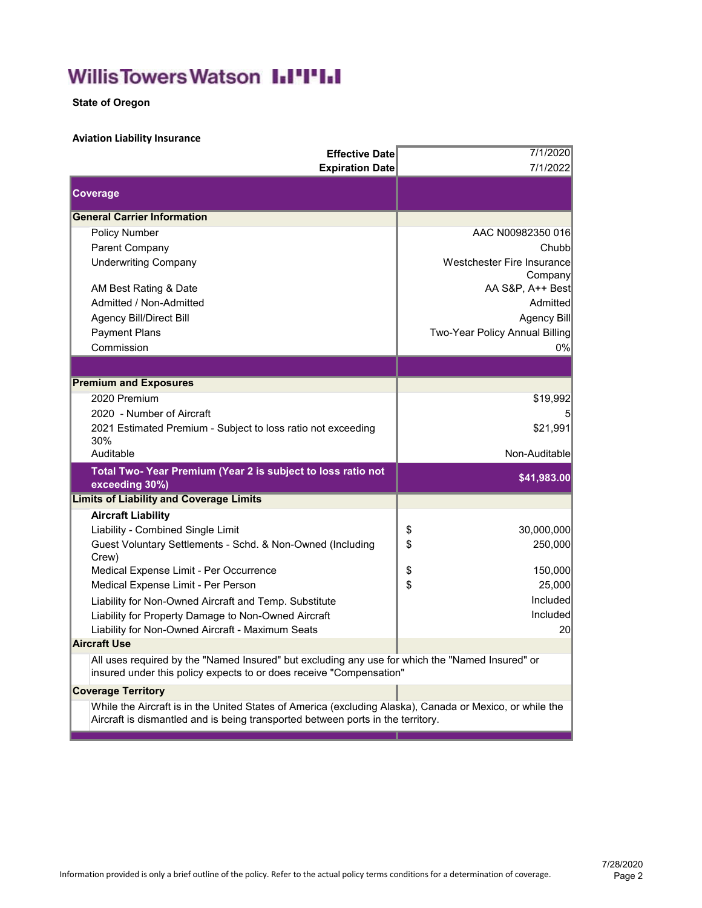# Willis Towers Watson

**State of Oregon**

**Aviation Liability Insurance**

| | |
|---|---|
| **Effective Date** | 7/1/2020 |
| **Expiration Date** | 7/1/2022 |
| **Coverage** | |
| **General Carrier Information** | |
| Policy Number | AAC N00982350 016 |
| Parent Company | Chubb |
| Underwriting Company | Westchester Fire Insurance Company |
| AM Best Rating & Date | AA S&P, A++ Best |
| Admitted / Non-Admitted | Admitted |
| Agency Bill/Direct Bill | Agency Bill |
| Payment Plans | Two-Year Policy Annual Billing |
| Commission | 0% |
| | |
| **Premium and Exposures** | |
| 2020 Premium | $19,992 |
| 2020 - Number of Aircraft | 5 |
| 2021 Estimated Premium - Subject to loss ratio not exceeding 30% | $21,991 |
| Auditable | Non-Auditable |
| **Total Two- Year Premium (Year 2 is subject to loss ratio not exceeding 30%)** | **$41,983.00** |
| **Limits of Liability and Coverage Limits** | |
| **Aircraft Liability** | |
| Liability - Combined Single Limit | $ 30,000,000 |
| Guest Voluntary Settlements - Schd. & Non-Owned (Including Crew) | $ 250,000 |
| Medical Expense Limit - Per Occurrence | $ 150,000 |
| Medical Expense Limit - Per Person | $ 25,000 |
| Liability for Non-Owned Aircraft and Temp. Substitute | Included |
| Liability for Property Damage to Non-Owned Aircraft | Included |
| Liability for Non-Owned Aircraft - Maximum Seats | 20 |
| **Aircraft Use** | |
| All uses required by the "Named Insured" but excluding any use for which the "Named Insured" or insured under this policy expects to or does receive "Compensation" | |
| **Coverage Territory** | |
| While the Aircraft is in the United States of America (excluding Alaska), Canada or Mexico, or while the Aircraft is dismantled and is being transported between ports in the territory. | |

Information provided is only a brief outline of the policy. Refer to the actual policy terms conditions for a determination of coverage.

7/28/2020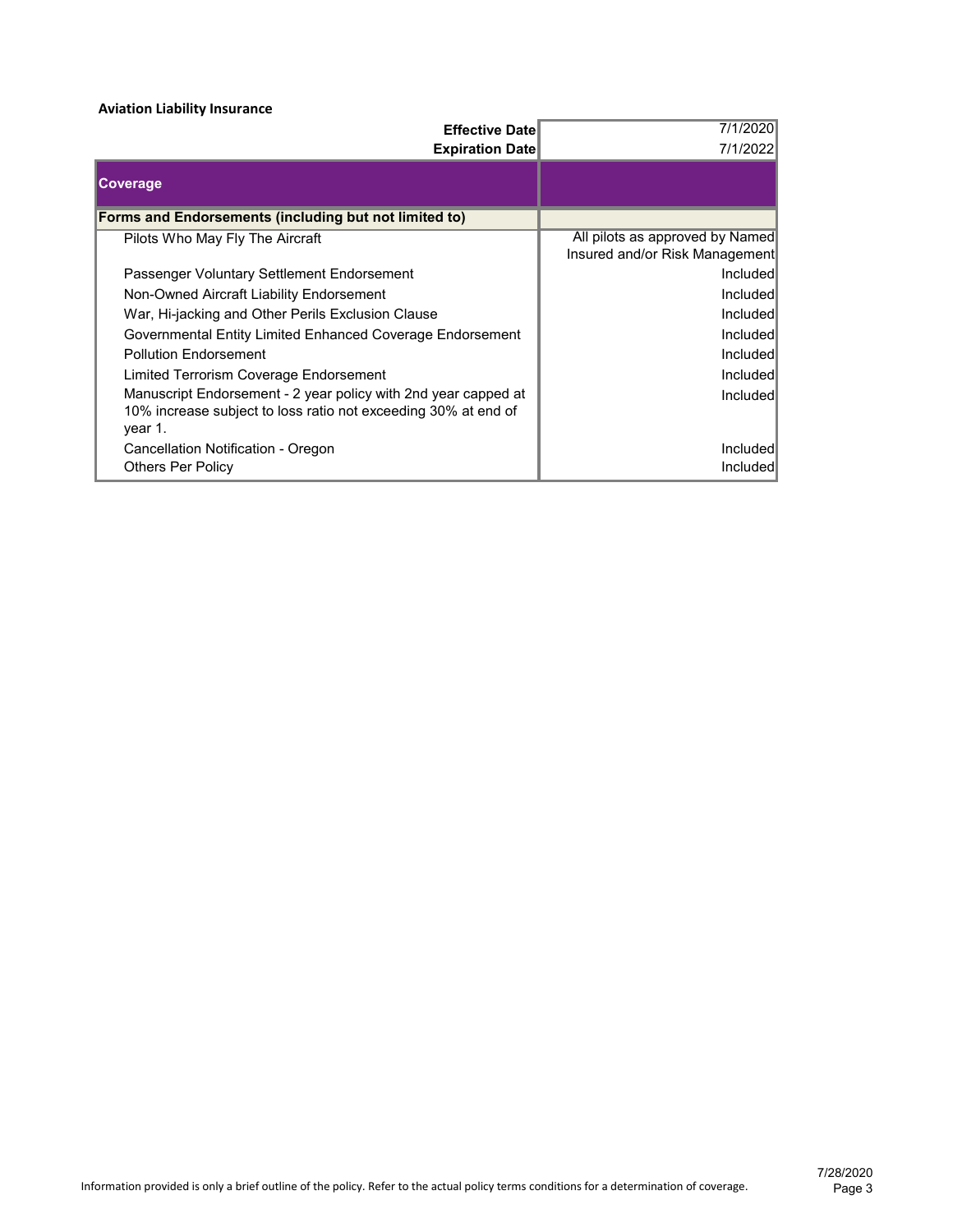**Aviation Liability Insurance**

| | |
|---|---|
| **Effective Date** | 7/1/2020 |
| **Expiration Date** | 7/1/2022 |
| **Coverage** | |
| **Forms and Endorsements (including but not limited to)** | |
| Pilots Who May Fly The Aircraft | All pilots as approved by Named Insured and/or Risk Management |
| Passenger Voluntary Settlement Endorsement | Included |
| Non-Owned Aircraft Liability Endorsement | Included |
| War, Hi-jacking and Other Perils Exclusion Clause | Included |
| Governmental Entity Limited Enhanced Coverage Endorsement | Included |
| Pollution Endorsement | Included |
| Limited Terrorism Coverage Endorsement | Included |
| Manuscript Endorsement - 2 year policy with 2nd year capped at 10% increase subject to loss ratio not exceeding 30% at end of year 1. | Included |
| Cancellation Notification - Oregon | Included |
| Others Per Policy | Included |

Information provided is only a brief outline of the policy. Refer to the actual policy terms conditions for a determination of coverage.

7/28/2020